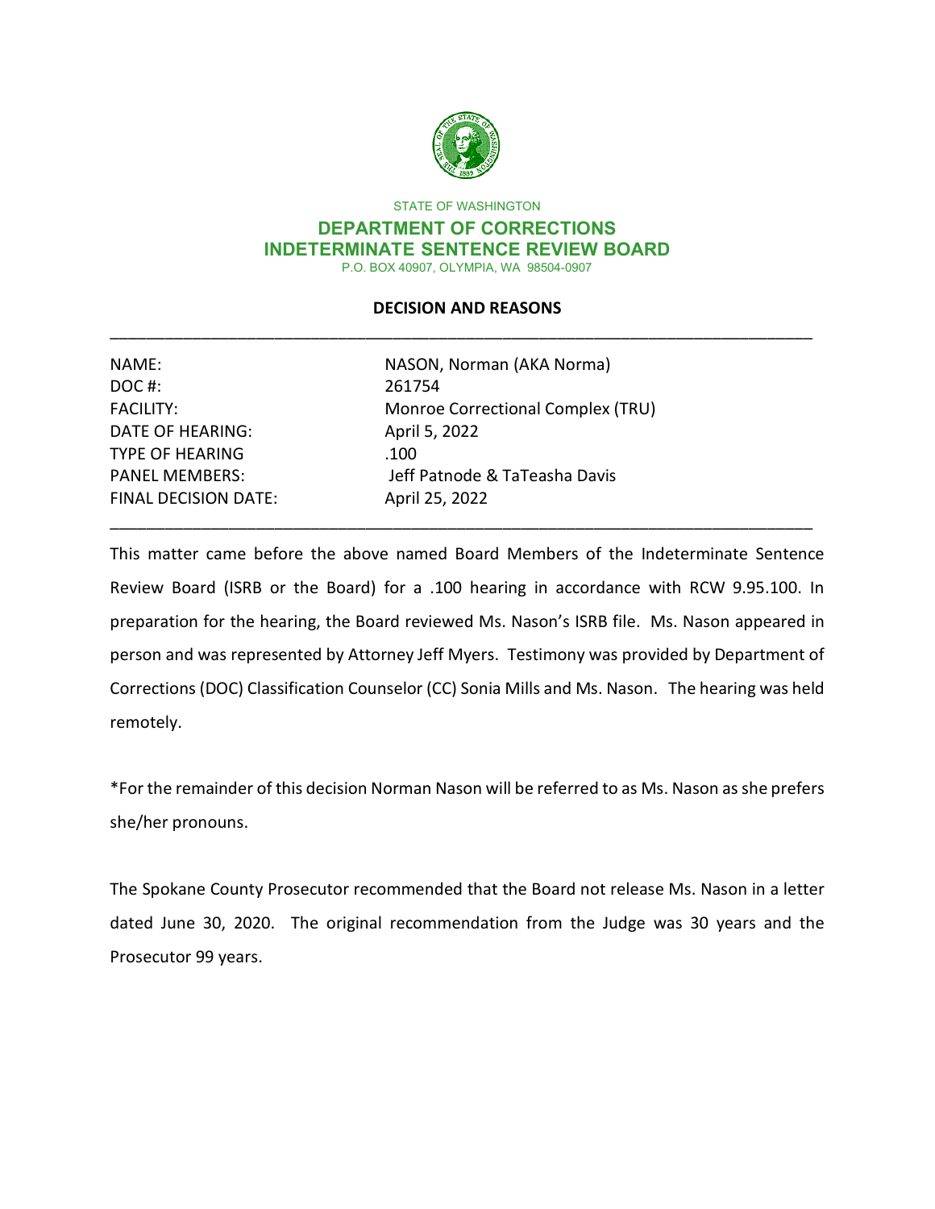STATE OF WASHINGTON

## DEPARTMENT OF CORRECTIONS
## INDETERMINATE SENTENCE REVIEW BOARD

P.O. BOX 40907, OLYMPIA, WA 98504-0907

### DECISION AND REASONS

---

| | |
|---|---|
| NAME: | NASON, Norman (AKA Norma) |
| DOC #: | 261754 |
| FACILITY: | Monroe Correctional Complex (TRU) |
| DATE OF HEARING: | April 5, 2022 |
| TYPE OF HEARING | .100 |
| PANEL MEMBERS: | Jeff Patnode & TaTeasha Davis |
| FINAL DECISION DATE: | April 25, 2022 |

---

This matter came before the above named Board Members of the Indeterminate Sentence Review Board (ISRB or the Board) for a .100 hearing in accordance with RCW 9.95.100. In preparation for the hearing, the Board reviewed Ms. Nason's ISRB file. Ms. Nason appeared in person and was represented by Attorney Jeff Myers. Testimony was provided by Department of Corrections (DOC) Classification Counselor (CC) Sonia Mills and Ms. Nason. The hearing was held remotely.

*For the remainder of this decision Norman Nason will be referred to as Ms. Nason as she prefers she/her pronouns.

The Spokane County Prosecutor recommended that the Board not release Ms. Nason in a letter dated June 30, 2020. The original recommendation from the Judge was 30 years and the Prosecutor 99 years.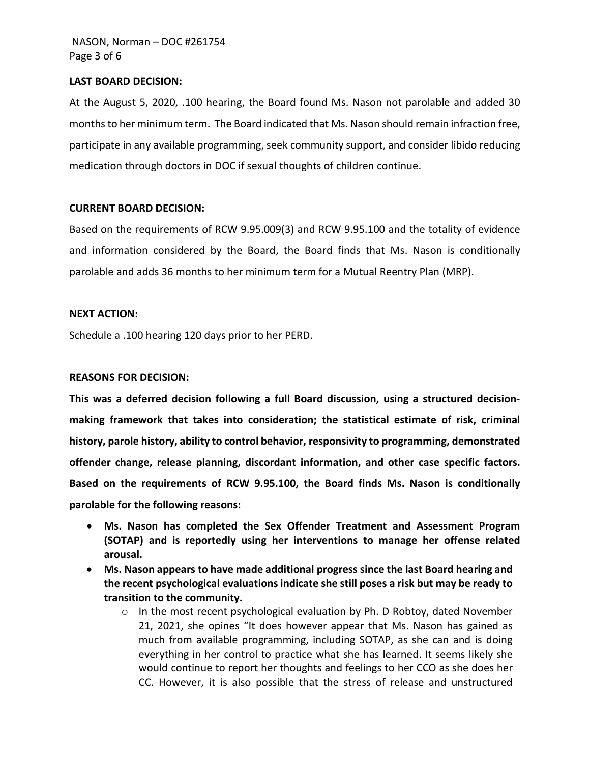**LAST BOARD DECISION:**

At the August 5, 2020, .100 hearing, the Board found Ms. Nason not parolable and added 30 months to her minimum term. The Board indicated that Ms. Nason should remain infraction free, participate in any available programming, seek community support, and consider libido reducing medication through doctors in DOC if sexual thoughts of children continue.

**CURRENT BOARD DECISION:**

Based on the requirements of RCW 9.95.009(3) and RCW 9.95.100 and the totality of evidence and information considered by the Board, the Board finds that Ms. Nason is conditionally parolable and adds 36 months to her minimum term for a Mutual Reentry Plan (MRP).

**NEXT ACTION:**

Schedule a .100 hearing 120 days prior to her PERD.

**REASONS FOR DECISION:**

**This was a deferred decision following a full Board discussion, using a structured decision-making framework that takes into consideration; the statistical estimate of risk, criminal history, parole history, ability to control behavior, responsivity to programming, demonstrated offender change, release planning, discordant information, and other case specific factors. Based on the requirements of RCW 9.95.100, the Board finds Ms. Nason is conditionally parolable for the following reasons:**

- **Ms. Nason has completed the Sex Offender Treatment and Assessment Program (SOTAP) and is reportedly using her interventions to manage her offense related arousal.**
- **Ms. Nason appears to have made additional progress since the last Board hearing and the recent psychological evaluations indicate she still poses a risk but may be ready to transition to the community.**
  - In the most recent psychological evaluation by Ph. D Robtoy, dated November 21, 2021, she opines "It does however appear that Ms. Nason has gained as much from available programming, including SOTAP, as she can and is doing everything in her control to practice what she has learned. It seems likely she would continue to report her thoughts and feelings to her CCO as she does her CC. However, it is also possible that the stress of release and unstructured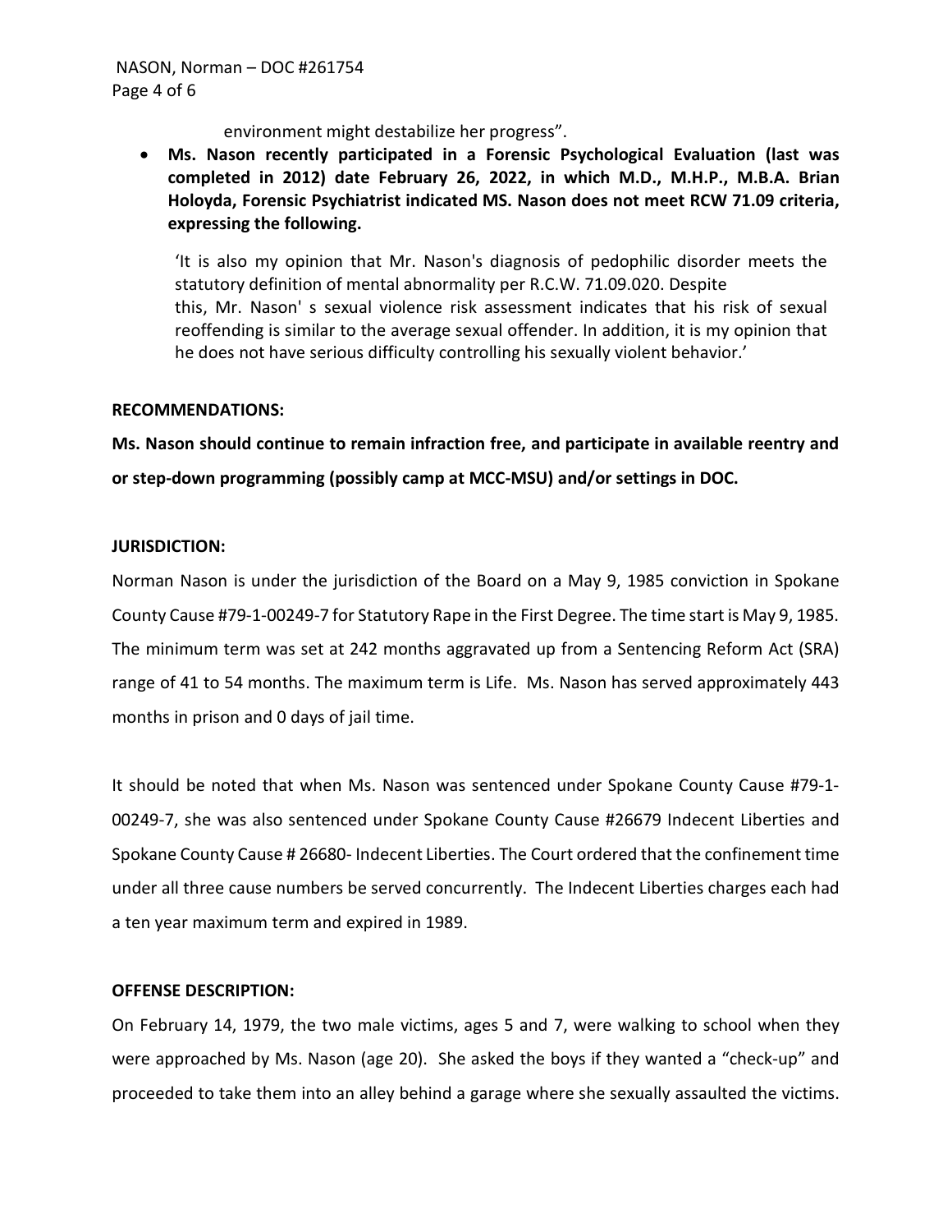environment might destabilize her progress".

- **Ms. Nason recently participated in a Forensic Psychological Evaluation (last was completed in 2012) date February 26, 2022, in which M.D., M.H.P., M.B.A. Brian Holoyda, Forensic Psychiatrist indicated MS. Nason does not meet RCW 71.09 criteria, expressing the following.**

  'It is also my opinion that Mr. Nason's diagnosis of pedophilic disorder meets the statutory definition of mental abnormality per R.C.W. 71.09.020. Despite this, Mr. Nason' s sexual violence risk assessment indicates that his risk of sexual reoffending is similar to the average sexual offender. In addition, it is my opinion that he does not have serious difficulty controlling his sexually violent behavior.'

**RECOMMENDATIONS:**

**Ms. Nason should continue to remain infraction free, and participate in available reentry and or step-down programming (possibly camp at MCC-MSU) and/or settings in DOC.**

**JURISDICTION:**

Norman Nason is under the jurisdiction of the Board on a May 9, 1985 conviction in Spokane County Cause #79-1-00249-7 for Statutory Rape in the First Degree. The time start is May 9, 1985. The minimum term was set at 242 months aggravated up from a Sentencing Reform Act (SRA) range of 41 to 54 months. The maximum term is Life. Ms. Nason has served approximately 443 months in prison and 0 days of jail time.

It should be noted that when Ms. Nason was sentenced under Spokane County Cause #79-1-00249-7, she was also sentenced under Spokane County Cause #26679 Indecent Liberties and Spokane County Cause # 26680- Indecent Liberties. The Court ordered that the confinement time under all three cause numbers be served concurrently. The Indecent Liberties charges each had a ten year maximum term and expired in 1989.

**OFFENSE DESCRIPTION:**

On February 14, 1979, the two male victims, ages 5 and 7, were walking to school when they were approached by Ms. Nason (age 20). She asked the boys if they wanted a "check-up" and proceeded to take them into an alley behind a garage where she sexually assaulted the victims.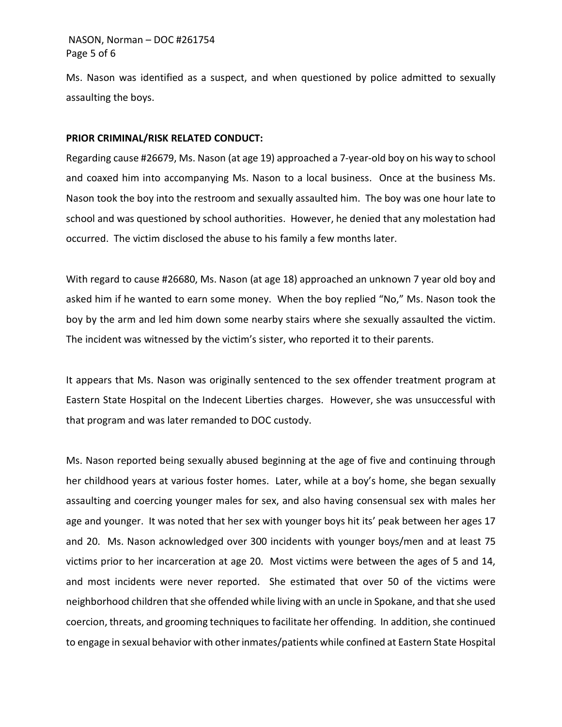Ms. Nason was identified as a suspect, and when questioned by police admitted to sexually assaulting the boys.

**PRIOR CRIMINAL/RISK RELATED CONDUCT:**

Regarding cause #26679, Ms. Nason (at age 19) approached a 7-year-old boy on his way to school and coaxed him into accompanying Ms. Nason to a local business. Once at the business Ms. Nason took the boy into the restroom and sexually assaulted him. The boy was one hour late to school and was questioned by school authorities. However, he denied that any molestation had occurred. The victim disclosed the abuse to his family a few months later.

With regard to cause #26680, Ms. Nason (at age 18) approached an unknown 7 year old boy and asked him if he wanted to earn some money. When the boy replied "No," Ms. Nason took the boy by the arm and led him down some nearby stairs where she sexually assaulted the victim. The incident was witnessed by the victim's sister, who reported it to their parents.

It appears that Ms. Nason was originally sentenced to the sex offender treatment program at Eastern State Hospital on the Indecent Liberties charges. However, she was unsuccessful with that program and was later remanded to DOC custody.

Ms. Nason reported being sexually abused beginning at the age of five and continuing through her childhood years at various foster homes. Later, while at a boy's home, she began sexually assaulting and coercing younger males for sex, and also having consensual sex with males her age and younger. It was noted that her sex with younger boys hit its' peak between her ages 17 and 20. Ms. Nason acknowledged over 300 incidents with younger boys/men and at least 75 victims prior to her incarceration at age 20. Most victims were between the ages of 5 and 14, and most incidents were never reported. She estimated that over 50 of the victims were neighborhood children that she offended while living with an uncle in Spokane, and that she used coercion, threats, and grooming techniques to facilitate her offending. In addition, she continued to engage in sexual behavior with other inmates/patients while confined at Eastern State Hospital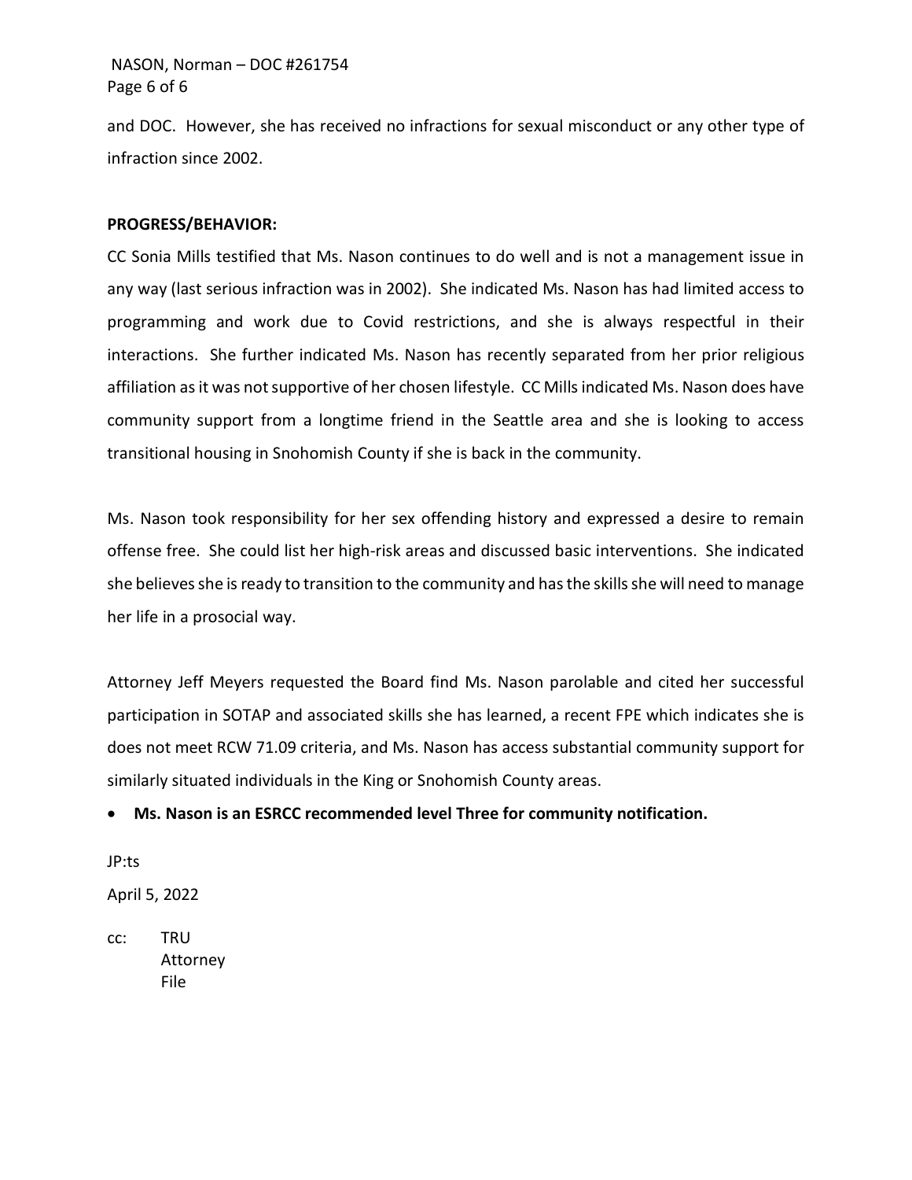and DOC. However, she has received no infractions for sexual misconduct or any other type of infraction since 2002.

**PROGRESS/BEHAVIOR:**

CC Sonia Mills testified that Ms. Nason continues to do well and is not a management issue in any way (last serious infraction was in 2002). She indicated Ms. Nason has had limited access to programming and work due to Covid restrictions, and she is always respectful in their interactions. She further indicated Ms. Nason has recently separated from her prior religious affiliation as it was not supportive of her chosen lifestyle. CC Mills indicated Ms. Nason does have community support from a longtime friend in the Seattle area and she is looking to access transitional housing in Snohomish County if she is back in the community.

Ms. Nason took responsibility for her sex offending history and expressed a desire to remain offense free. She could list her high-risk areas and discussed basic interventions. She indicated she believes she is ready to transition to the community and has the skills she will need to manage her life in a prosocial way.

Attorney Jeff Meyers requested the Board find Ms. Nason parolable and cited her successful participation in SOTAP and associated skills she has learned, a recent FPE which indicates she is does not meet RCW 71.09 criteria, and Ms. Nason has access substantial community support for similarly situated individuals in the King or Snohomish County areas.

- **Ms. Nason is an ESRCC recommended level Three for community notification.**

JP:ts

April 5, 2022

cc: TRU
Attorney
File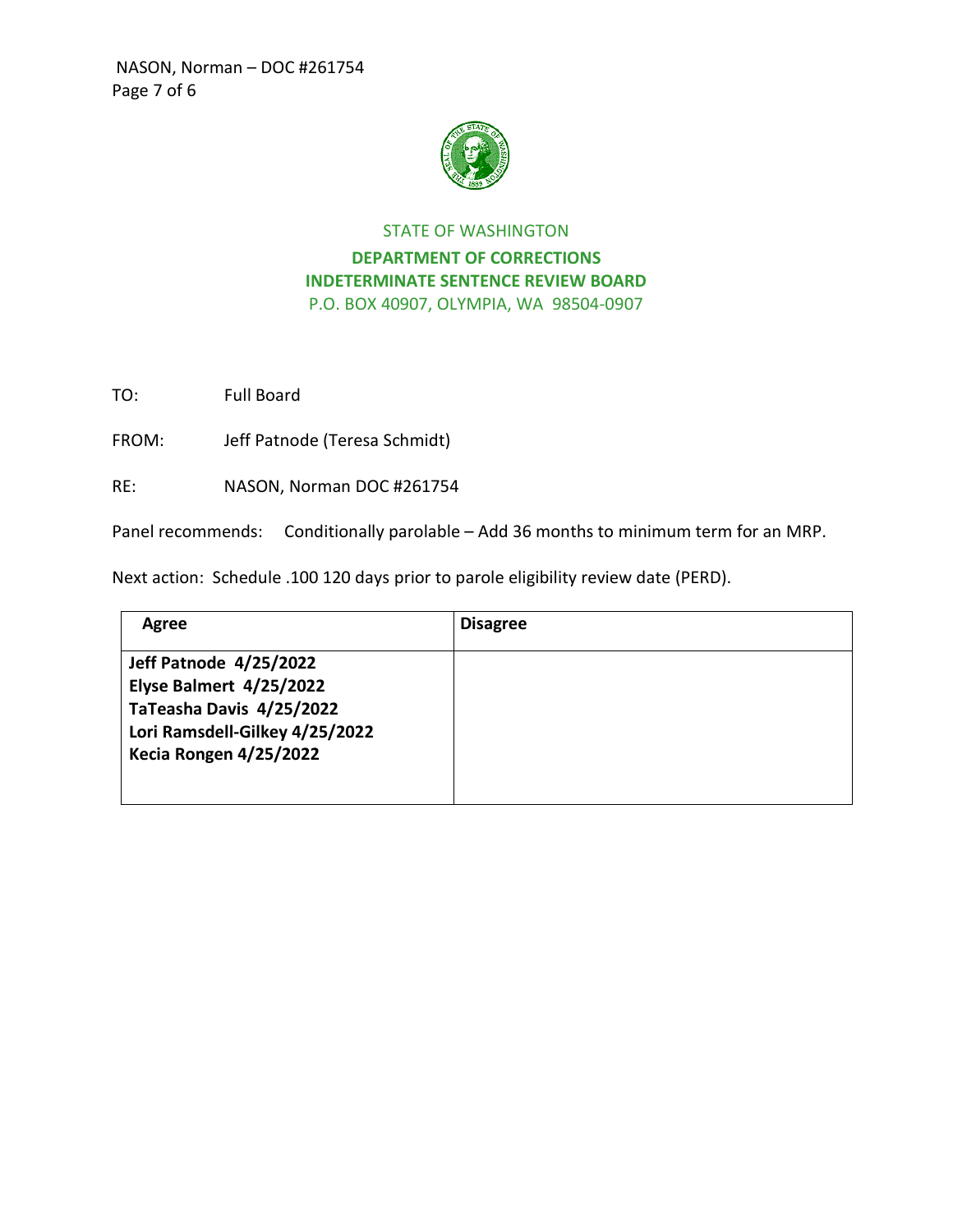STATE OF WASHINGTON

**DEPARTMENT OF CORRECTIONS**
**INDETERMINATE SENTENCE REVIEW BOARD**

P.O. BOX 40907, OLYMPIA, WA 98504-0907

TO: Full Board

FROM: Jeff Patnode (Teresa Schmidt)

RE: NASON, Norman DOC #261754

Panel recommends: Conditionally parolable – Add 36 months to minimum term for an MRP.

Next action: Schedule .100 120 days prior to parole eligibility review date (PERD).

| Agree | Disagree |
|---|---|
| **Jeff Patnode 4/25/2022**<br>**Elyse Balmert 4/25/2022**<br>**TaTeasha Davis 4/25/2022**<br>**Lori Ramsdell-Gilkey 4/25/2022**<br>**Kecia Rongen 4/25/2022** | |